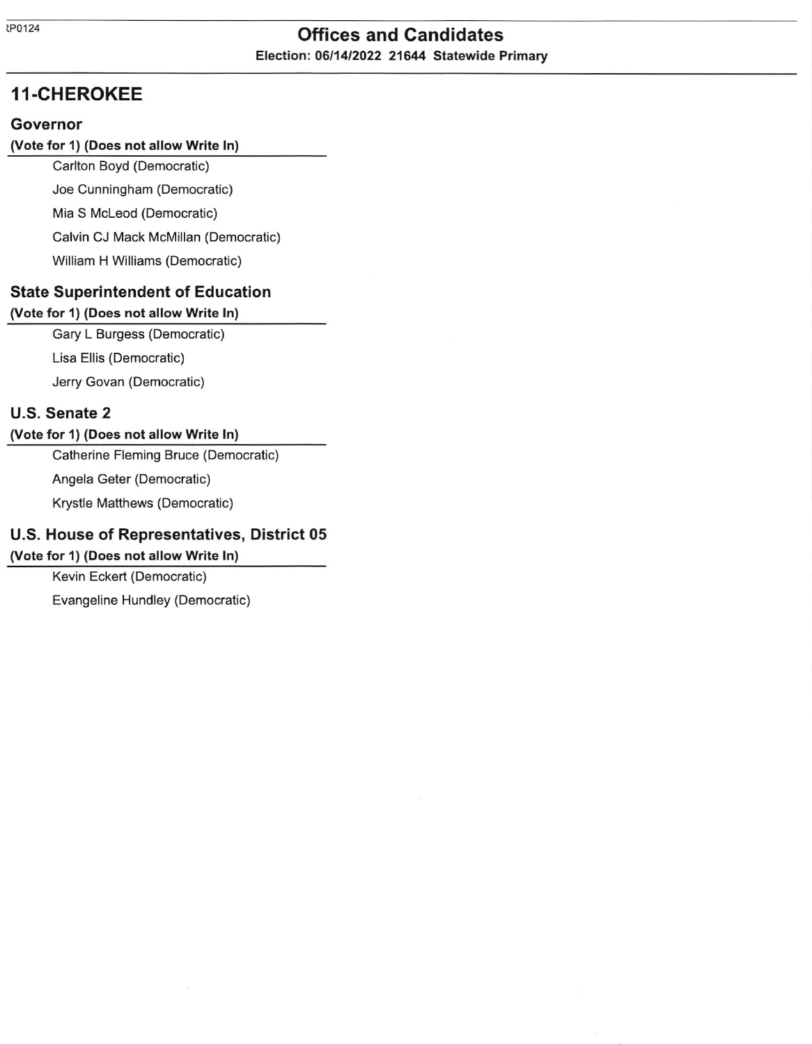# Offices and Candidates

**Election: 06/14/2022 21644 Statewide Primary**

## 11-CHEROKEE

### Governor

**(Vote for 1) (Does not allow Write In)**

- Carlton Boyd (Democratic)
- Joe Cunningham (Democratic)
- Mia S McLeod (Democratic)
- Calvin CJ Mack McMillan (Democratic)
- William H Williams (Democratic)

### State Superintendent of Education

**(Vote for 1) (Does not allow Write In)**

- Gary L Burgess (Democratic)
- Lisa Ellis (Democratic)
- Jerry Govan (Democratic)

### U.S. Senate 2

**(Vote for 1) (Does not allow Write In)**

- Catherine Fleming Bruce (Democratic)
- Angela Geter (Democratic)
- Krystle Matthews (Democratic)

### U.S. House of Representatives, District 05

**(Vote for 1) (Does not allow Write In)**

- Kevin Eckert (Democratic)
- Evangeline Hundley (Democratic)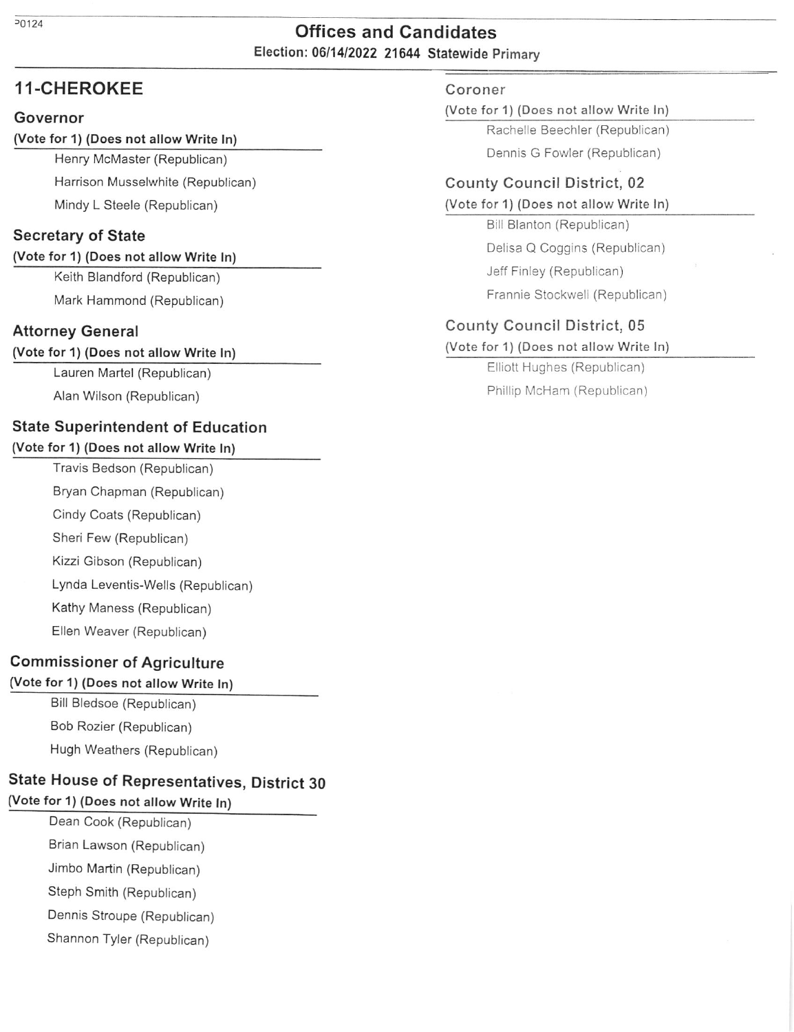# Offices and Candidates

**Election: 06/14/2022 21644 Statewide Primary**

## 11-CHEROKEE

### Governor

**(Vote for 1) (Does not allow Write In)**

- Henry McMaster (Republican)
- Harrison Musselwhite (Republican)
- Mindy L Steele (Republican)

### Secretary of State

**(Vote for 1) (Does not allow Write In)**

- Keith Blandford (Republican)
- Mark Hammond (Republican)

### Attorney General

**(Vote for 1) (Does not allow Write In)**

- Lauren Martel (Republican)
- Alan Wilson (Republican)

### State Superintendent of Education

**(Vote for 1) (Does not allow Write In)**

- Travis Bedson (Republican)
- Bryan Chapman (Republican)
- Cindy Coats (Republican)
- Sheri Few (Republican)
- Kizzi Gibson (Republican)
- Lynda Leventis-Wells (Republican)
- Kathy Maness (Republican)
- Ellen Weaver (Republican)

### Commissioner of Agriculture

**(Vote for 1) (Does not allow Write In)**

- Bill Bledsoe (Republican)
- Bob Rozier (Republican)
- Hugh Weathers (Republican)

### State House of Representatives, District 30

**(Vote for 1) (Does not allow Write In)**

- Dean Cook (Republican)
- Brian Lawson (Republican)
- Jimbo Martin (Republican)
- Steph Smith (Republican)
- Dennis Stroupe (Republican)
- Shannon Tyler (Republican)

### Coroner

(Vote for 1) (Does not allow Write In)

- Rachelle Beechler (Republican)
- Dennis G Fowler (Republican)

### County Council District, 02

(Vote for 1) (Does not allow Write In)

- Bill Blanton (Republican)
- Delisa Q Coggins (Republican)
- Jeff Finley (Republican)
- Frannie Stockwell (Republican)

### County Council District, 05

(Vote for 1) (Does not allow Write In)

- Elliott Hughes (Republican)
- Phillip McHam (Republican)